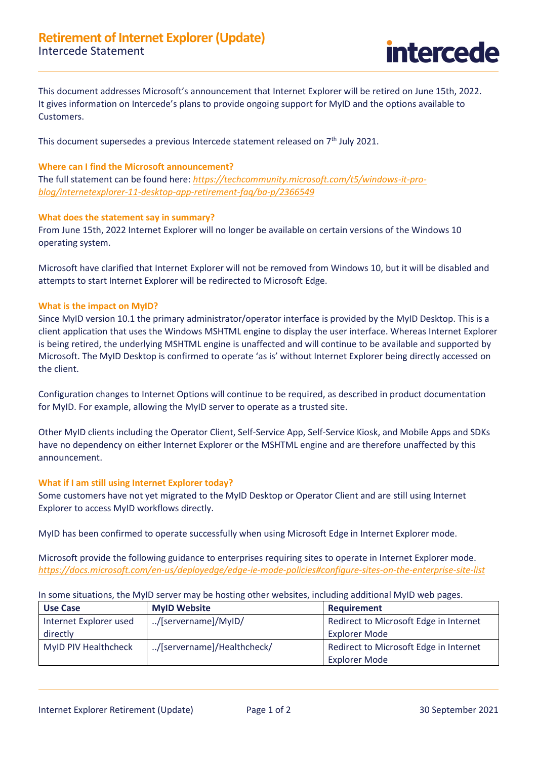# Retirement of Internet Explorer (Update)

Intercede Statement

This document addresses Microsoft's announcement that Internet Explorer will be retired on June 15th, 2022. It gives information on Intercede's plans to provide ongoing support for MyID and the options available to Customers.

This document supersedes a previous Intercede statement released on 7th July 2021.

### Where can I find the Microsoft announcement?

The full statement can be found here: *https://techcommunity.microsoft.com/t5/windows-it-pro-blog/internetexplorer-11-desktop-app-retirement-faq/ba-p/2366549*

### What does the statement say in summary?

From June 15th, 2022 Internet Explorer will no longer be available on certain versions of the Windows 10 operating system.

Microsoft have clarified that Internet Explorer will not be removed from Windows 10, but it will be disabled and attempts to start Internet Explorer will be redirected to Microsoft Edge.

### What is the impact on MyID?

Since MyID version 10.1 the primary administrator/operator interface is provided by the MyID Desktop. This is a client application that uses the Windows MSHTML engine to display the user interface. Whereas Internet Explorer is being retired, the underlying MSHTML engine is unaffected and will continue to be available and supported by Microsoft. The MyID Desktop is confirmed to operate 'as is' without Internet Explorer being directly accessed on the client.

Configuration changes to Internet Options will continue to be required, as described in product documentation for MyID. For example, allowing the MyID server to operate as a trusted site.

Other MyID clients including the Operator Client, Self-Service App, Self-Service Kiosk, and Mobile Apps and SDKs have no dependency on either Internet Explorer or the MSHTML engine and are therefore unaffected by this announcement.

### What if I am still using Internet Explorer today?

Some customers have not yet migrated to the MyID Desktop or Operator Client and are still using Internet Explorer to access MyID workflows directly.

MyID has been confirmed to operate successfully when using Microsoft Edge in Internet Explorer mode.

Microsoft provide the following guidance to enterprises requiring sites to operate in Internet Explorer mode. *https://docs.microsoft.com/en-us/deployedge/edge-ie-mode-policies#configure-sites-on-the-enterprise-site-list*

In some situations, the MyID server may be hosting other websites, including additional MyID web pages.

| Use Case | MyID Website | Requirement |
|---|---|---|
| Internet Explorer used directly | ../[servername]/MyID/ | Redirect to Microsoft Edge in Internet Explorer Mode |
| MyID PIV Healthcheck | ../[servername]/Healthcheck/ | Redirect to Microsoft Edge in Internet Explorer Mode |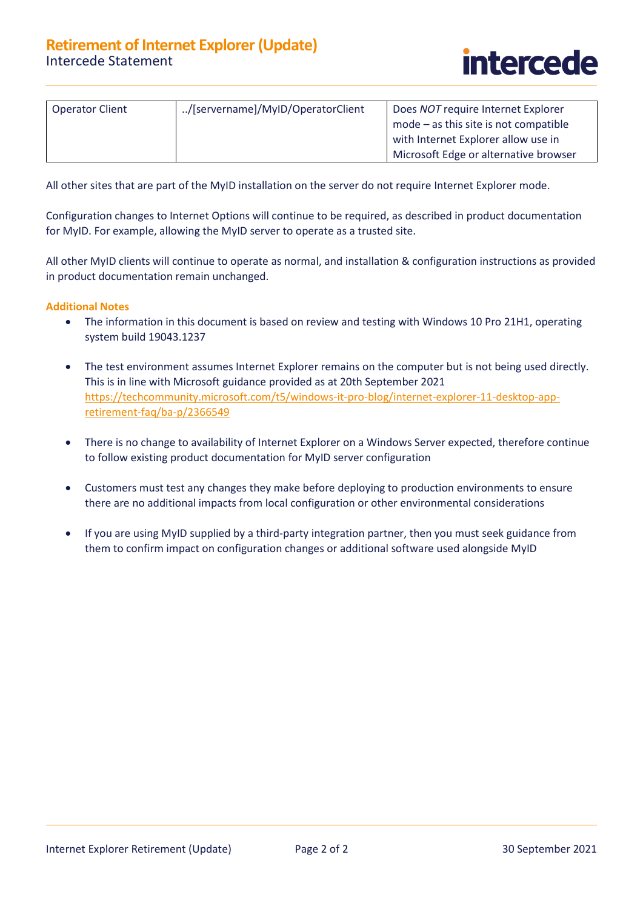| | | |
|---|---|---|
| Operator Client | ../[servername]/MyID/OperatorClient | Does *NOT* require Internet Explorer mode – as this site is not compatible with Internet Explorer allow use in Microsoft Edge or alternative browser |

All other sites that are part of the MyID installation on the server do not require Internet Explorer mode.

Configuration changes to Internet Options will continue to be required, as described in product documentation for MyID. For example, allowing the MyID server to operate as a trusted site.

All other MyID clients will continue to operate as normal, and installation & configuration instructions as provided in product documentation remain unchanged.

### Additional Notes

- The information in this document is based on review and testing with Windows 10 Pro 21H1, operating system build 19043.1237
- The test environment assumes Internet Explorer remains on the computer but is not being used directly. This is in line with Microsoft guidance provided as at 20th September 2021 https://techcommunity.microsoft.com/t5/windows-it-pro-blog/internet-explorer-11-desktop-app-retirement-faq/ba-p/2366549
- There is no change to availability of Internet Explorer on a Windows Server expected, therefore continue to follow existing product documentation for MyID server configuration
- Customers must test any changes they make before deploying to production environments to ensure there are no additional impacts from local configuration or other environmental considerations
- If you are using MyID supplied by a third-party integration partner, then you must seek guidance from them to confirm impact on configuration changes or additional software used alongside MyID